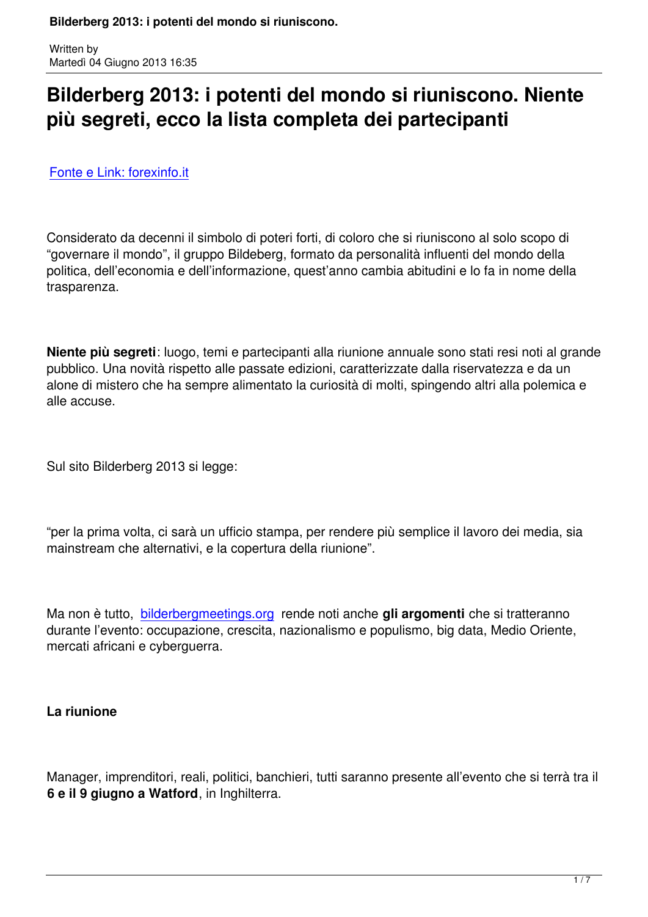Written by
Martedì 04 Giugno 2013 16:35

# Bilderberg 2013: i potenti del mondo si riuniscono. Niente più segreti, ecco la lista completa dei partecipanti

Fonte e Link: forexinfo.it

Considerato da decenni il simbolo di poteri forti, di coloro che si riuniscono al solo scopo di "governare il mondo", il gruppo Bildeberg, formato da personalità influenti del mondo della politica, dell'economia e dell'informazione, quest'anno cambia abitudini e lo fa in nome della trasparenza.

**Niente più segreti**: luogo, temi e partecipanti alla riunione annuale sono stati resi noti al grande pubblico. Una novità rispetto alle passate edizioni, caratterizzate dalla riservatezza e da un alone di mistero che ha sempre alimentato la curiosità di molti, spingendo altri alla polemica e alle accuse.

Sul sito Bilderberg 2013 si legge:

"per la prima volta, ci sarà un ufficio stampa, per rendere più semplice il lavoro dei media, sia mainstream che alternativi, e la copertura della riunione".

Ma non è tutto, bilderbergmeetings.org rende noti anche **gli argomenti** che si tratteranno durante l'evento: occupazione, crescita, nazionalismo e populismo, big data, Medio Oriente, mercati africani e cyberguerra.

**La riunione**

Manager, imprenditori, reali, politici, banchieri, tutti saranno presente all'evento che si terrà tra il **6 e il 9 giugno a Watford**, in Inghilterra.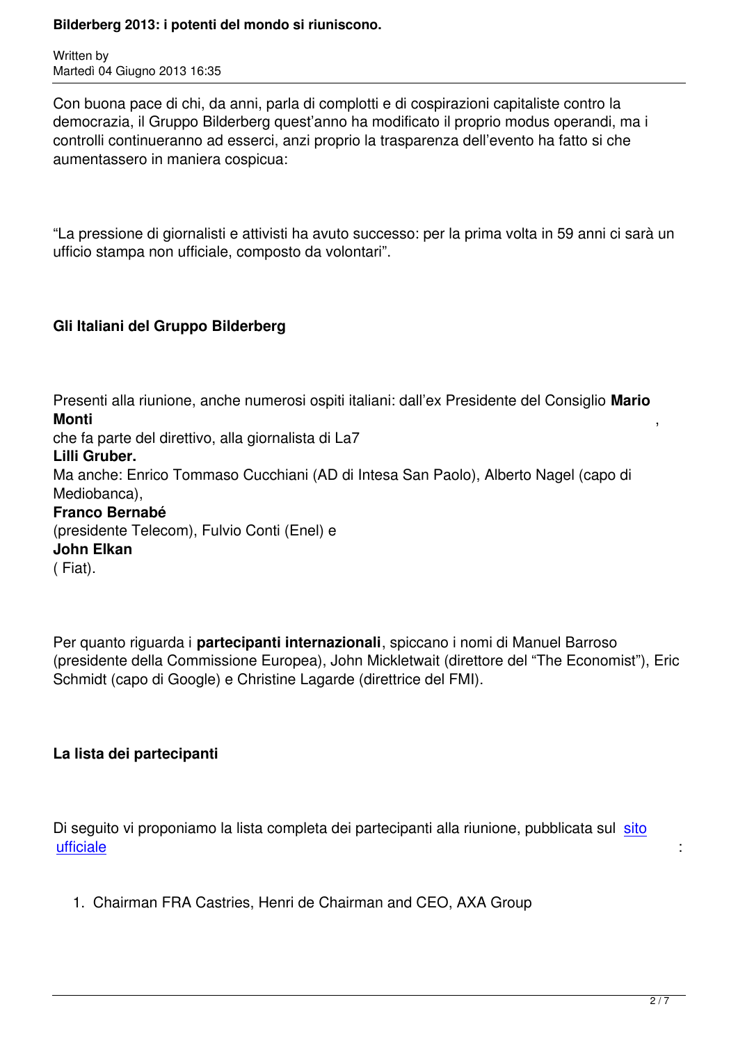Con buona pace di chi, da anni, parla di complotti e di cospirazioni capitaliste contro la democrazia, il Gruppo Bilderberg quest'anno ha modificato il proprio modus operandi, ma i controlli continueranno ad esserci, anzi proprio la trasparenza dell'evento ha fatto si che aumentassero in maniera cospicua:

"La pressione di giornalisti e attivisti ha avuto successo: per la prima volta in 59 anni ci sarà un ufficio stampa non ufficiale, composto da volontari".

**Gli Italiani del Gruppo Bilderberg**

Presenti alla riunione, anche numerosi ospiti italiani: dall'ex Presidente del Consiglio **Mario Monti**, che fa parte del direttivo, alla giornalista di La7 **Lilli Gruber.** Ma anche: Enrico Tommaso Cucchiani (AD di Intesa San Paolo), Alberto Nagel (capo di Mediobanca), **Franco Bernabé** (presidente Telecom), Fulvio Conti (Enel) e **John Elkan** ( Fiat).

Per quanto riguarda i **partecipanti internazionali**, spiccano i nomi di Manuel Barroso (presidente della Commissione Europea), John Mickletwait (direttore del "The Economist"), Eric Schmidt (capo di Google) e Christine Lagarde (direttrice del FMI).

**La lista dei partecipanti**

Di seguito vi proponiamo la lista completa dei partecipanti alla riunione, pubblicata sul sito ufficiale:

1. Chairman FRA Castries, Henri de Chairman and CEO, AXA Group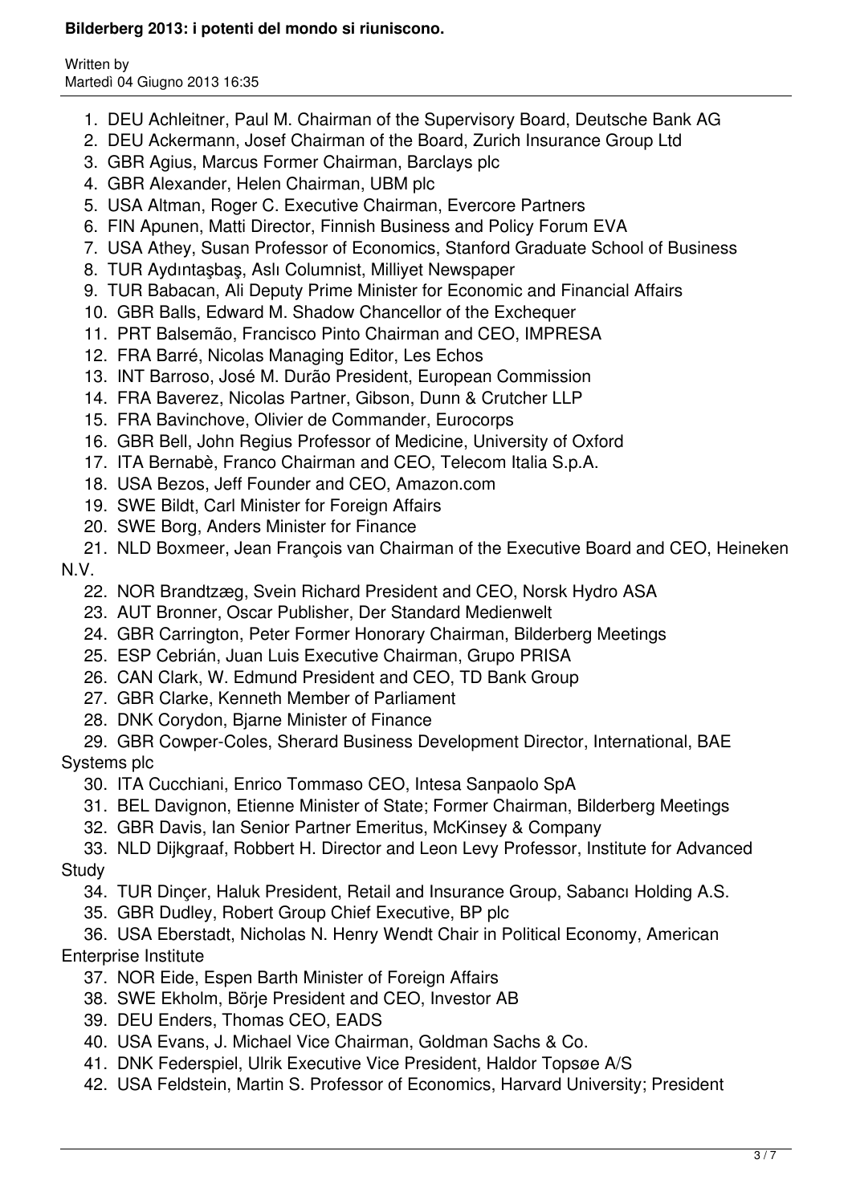1. DEU Achleitner, Paul M. Chairman of the Supervisory Board, Deutsche Bank AG
2. DEU Ackermann, Josef Chairman of the Board, Zurich Insurance Group Ltd
3. GBR Agius, Marcus Former Chairman, Barclays plc
4. GBR Alexander, Helen Chairman, UBM plc
5. USA Altman, Roger C. Executive Chairman, Evercore Partners
6. FIN Apunen, Matti Director, Finnish Business and Policy Forum EVA
7. USA Athey, Susan Professor of Economics, Stanford Graduate School of Business
8. TUR Aydıntaşbaş, Aslı Columnist, Milliyet Newspaper
9. TUR Babacan, Ali Deputy Prime Minister for Economic and Financial Affairs
10. GBR Balls, Edward M. Shadow Chancellor of the Exchequer
11. PRT Balsemão, Francisco Pinto Chairman and CEO, IMPRESA
12. FRA Barré, Nicolas Managing Editor, Les Echos
13. INT Barroso, José M. Durão President, European Commission
14. FRA Baverez, Nicolas Partner, Gibson, Dunn & Crutcher LLP
15. FRA Bavinchove, Olivier de Commander, Eurocorps
16. GBR Bell, John Regius Professor of Medicine, University of Oxford
17. ITA Bernabè, Franco Chairman and CEO, Telecom Italia S.p.A.
18. USA Bezos, Jeff Founder and CEO, Amazon.com
19. SWE Bildt, Carl Minister for Foreign Affairs
20. SWE Borg, Anders Minister for Finance
21. NLD Boxmeer, Jean François van Chairman of the Executive Board and CEO, Heineken N.V.
22. NOR Brandtzæg, Svein Richard President and CEO, Norsk Hydro ASA
23. AUT Bronner, Oscar Publisher, Der Standard Medienwelt
24. GBR Carrington, Peter Former Honorary Chairman, Bilderberg Meetings
25. ESP Cebrián, Juan Luis Executive Chairman, Grupo PRISA
26. CAN Clark, W. Edmund President and CEO, TD Bank Group
27. GBR Clarke, Kenneth Member of Parliament
28. DNK Corydon, Bjarne Minister of Finance
29. GBR Cowper-Coles, Sherard Business Development Director, International, BAE Systems plc
30. ITA Cucchiani, Enrico Tommaso CEO, Intesa Sanpaolo SpA
31. BEL Davignon, Etienne Minister of State; Former Chairman, Bilderberg Meetings
32. GBR Davis, Ian Senior Partner Emeritus, McKinsey & Company
33. NLD Dijkgraaf, Robbert H. Director and Leon Levy Professor, Institute for Advanced Study
34. TUR Dinçer, Haluk President, Retail and Insurance Group, Sabancı Holding A.S.
35. GBR Dudley, Robert Group Chief Executive, BP plc
36. USA Eberstadt, Nicholas N. Henry Wendt Chair in Political Economy, American Enterprise Institute
37. NOR Eide, Espen Barth Minister of Foreign Affairs
38. SWE Ekholm, Börje President and CEO, Investor AB
39. DEU Enders, Thomas CEO, EADS
40. USA Evans, J. Michael Vice Chairman, Goldman Sachs & Co.
41. DNK Federspiel, Ulrik Executive Vice President, Haldor Topsøe A/S
42. USA Feldstein, Martin S. Professor of Economics, Harvard University; President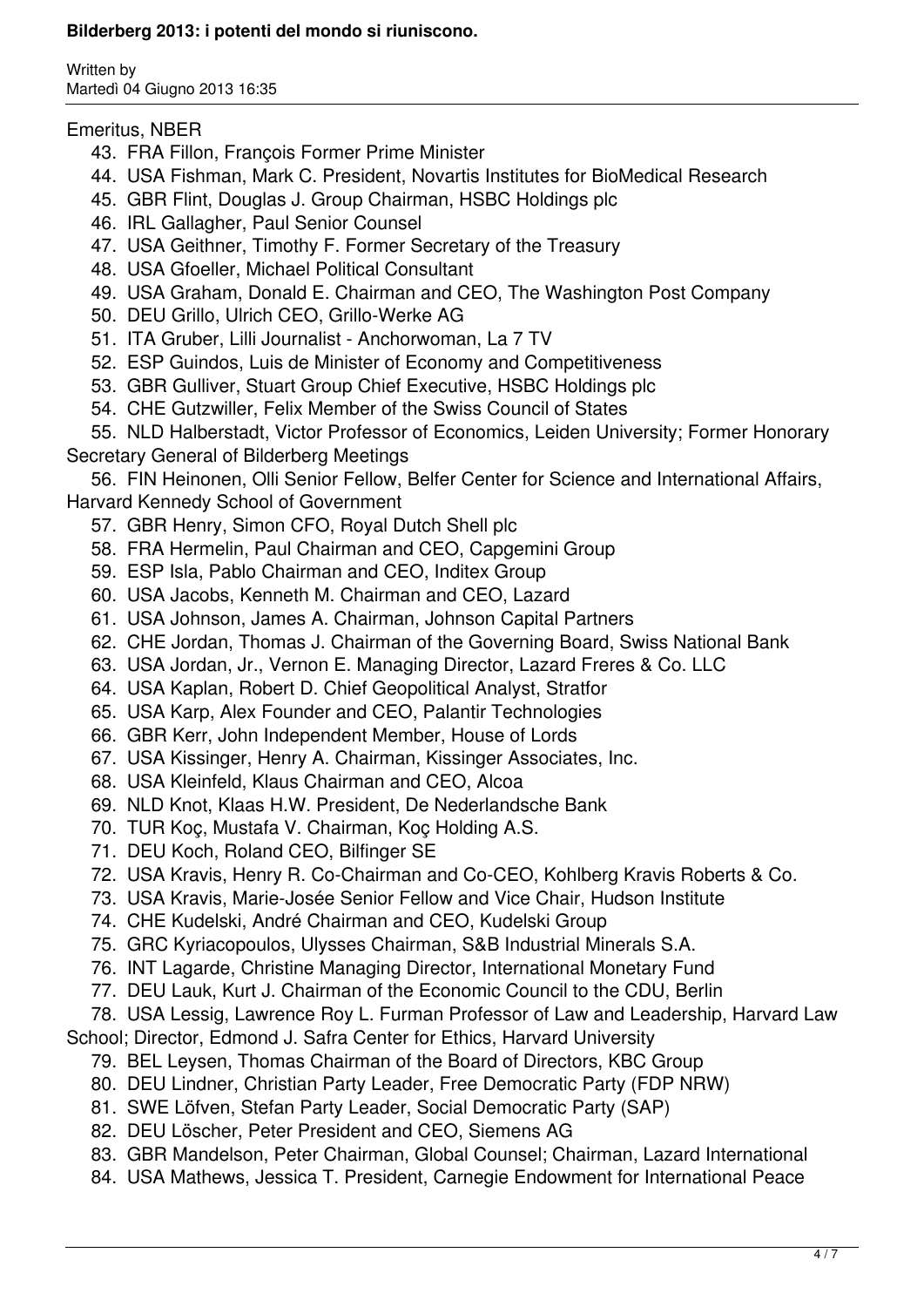Emeritus, NBER

43. FRA Fillon, François Former Prime Minister
44. USA Fishman, Mark C. President, Novartis Institutes for BioMedical Research
45. GBR Flint, Douglas J. Group Chairman, HSBC Holdings plc
46. IRL Gallagher, Paul Senior Counsel
47. USA Geithner, Timothy F. Former Secretary of the Treasury
48. USA Gfoeller, Michael Political Consultant
49. USA Graham, Donald E. Chairman and CEO, The Washington Post Company
50. DEU Grillo, Ulrich CEO, Grillo-Werke AG
51. ITA Gruber, Lilli Journalist - Anchorwoman, La 7 TV
52. ESP Guindos, Luis de Minister of Economy and Competitiveness
53. GBR Gulliver, Stuart Group Chief Executive, HSBC Holdings plc
54. CHE Gutzwiller, Felix Member of the Swiss Council of States
55. NLD Halberstadt, Victor Professor of Economics, Leiden University; Former Honorary Secretary General of Bilderberg Meetings
56. FIN Heinonen, Olli Senior Fellow, Belfer Center for Science and International Affairs, Harvard Kennedy School of Government
57. GBR Henry, Simon CFO, Royal Dutch Shell plc
58. FRA Hermelin, Paul Chairman and CEO, Capgemini Group
59. ESP Isla, Pablo Chairman and CEO, Inditex Group
60. USA Jacobs, Kenneth M. Chairman and CEO, Lazard
61. USA Johnson, James A. Chairman, Johnson Capital Partners
62. CHE Jordan, Thomas J. Chairman of the Governing Board, Swiss National Bank
63. USA Jordan, Jr., Vernon E. Managing Director, Lazard Freres & Co. LLC
64. USA Kaplan, Robert D. Chief Geopolitical Analyst, Stratfor
65. USA Karp, Alex Founder and CEO, Palantir Technologies
66. GBR Kerr, John Independent Member, House of Lords
67. USA Kissinger, Henry A. Chairman, Kissinger Associates, Inc.
68. USA Kleinfeld, Klaus Chairman and CEO, Alcoa
69. NLD Knot, Klaas H.W. President, De Nederlandsche Bank
70. TUR Koç, Mustafa V. Chairman, Koç Holding A.S.
71. DEU Koch, Roland CEO, Bilfinger SE
72. USA Kravis, Henry R. Co-Chairman and Co-CEO, Kohlberg Kravis Roberts & Co.
73. USA Kravis, Marie-Josée Senior Fellow and Vice Chair, Hudson Institute
74. CHE Kudelski, André Chairman and CEO, Kudelski Group
75. GRC Kyriacopoulos, Ulysses Chairman, S&B Industrial Minerals S.A.
76. INT Lagarde, Christine Managing Director, International Monetary Fund
77. DEU Lauk, Kurt J. Chairman of the Economic Council to the CDU, Berlin
78. USA Lessig, Lawrence Roy L. Furman Professor of Law and Leadership, Harvard Law School; Director, Edmond J. Safra Center for Ethics, Harvard University
79. BEL Leysen, Thomas Chairman of the Board of Directors, KBC Group
80. DEU Lindner, Christian Party Leader, Free Democratic Party (FDP NRW)
81. SWE Löfven, Stefan Party Leader, Social Democratic Party (SAP)
82. DEU Löscher, Peter President and CEO, Siemens AG
83. GBR Mandelson, Peter Chairman, Global Counsel; Chairman, Lazard International
84. USA Mathews, Jessica T. President, Carnegie Endowment for International Peace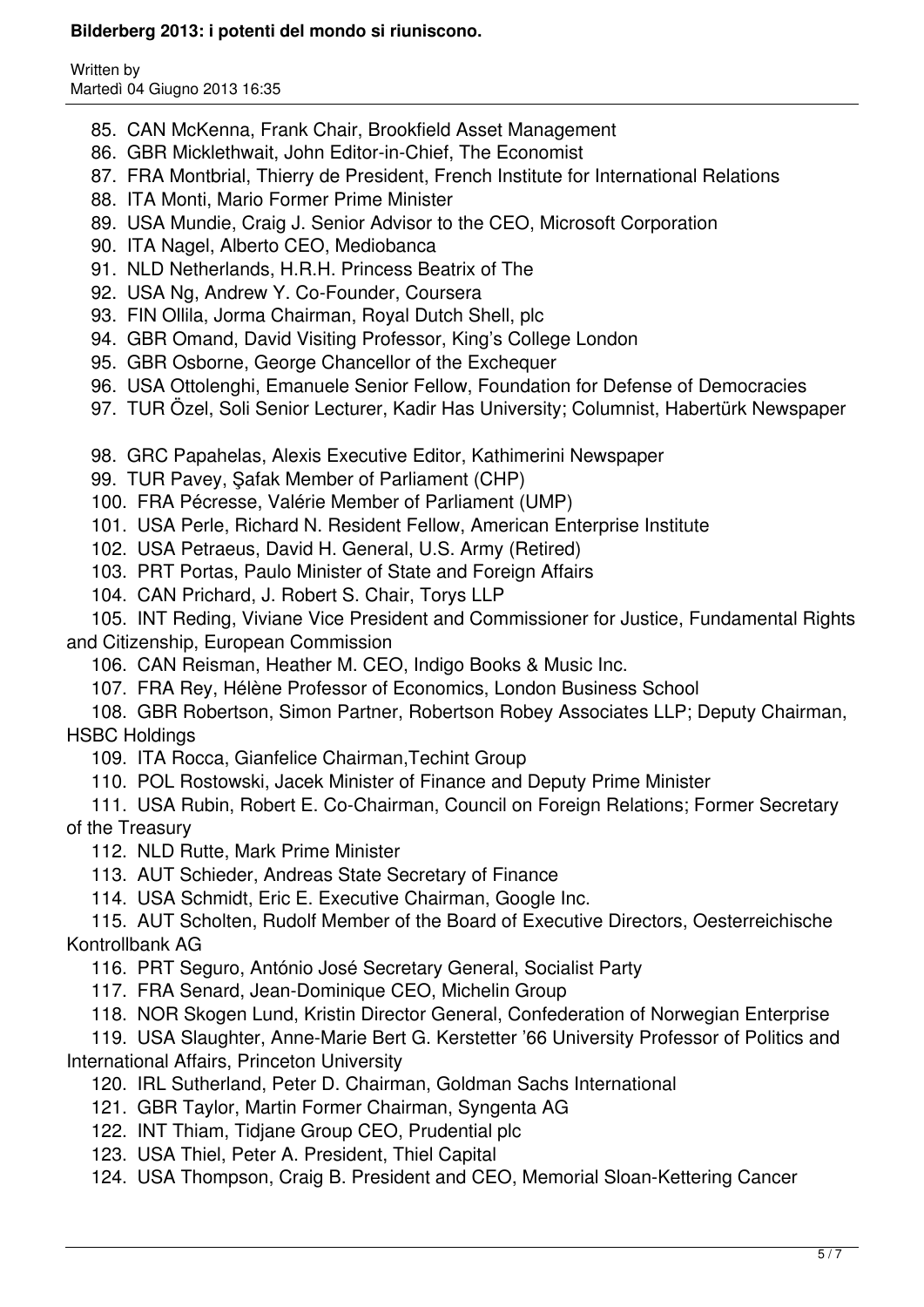85. CAN McKenna, Frank Chair, Brookfield Asset Management
86. GBR Micklethwait, John Editor-in-Chief, The Economist
87. FRA Montbrial, Thierry de President, French Institute for International Relations
88. ITA Monti, Mario Former Prime Minister
89. USA Mundie, Craig J. Senior Advisor to the CEO, Microsoft Corporation
90. ITA Nagel, Alberto CEO, Mediobanca
91. NLD Netherlands, H.R.H. Princess Beatrix of The
92. USA Ng, Andrew Y. Co-Founder, Coursera
93. FIN Ollila, Jorma Chairman, Royal Dutch Shell, plc
94. GBR Omand, David Visiting Professor, King's College London
95. GBR Osborne, George Chancellor of the Exchequer
96. USA Ottolenghi, Emanuele Senior Fellow, Foundation for Defense of Democracies
97. TUR Özel, Soli Senior Lecturer, Kadir Has University; Columnist, Habertürk Newspaper
98. GRC Papahelas, Alexis Executive Editor, Kathimerini Newspaper
99. TUR Pavey, Şafak Member of Parliament (CHP)
100. FRA Pécresse, Valérie Member of Parliament (UMP)
101. USA Perle, Richard N. Resident Fellow, American Enterprise Institute
102. USA Petraeus, David H. General, U.S. Army (Retired)
103. PRT Portas, Paulo Minister of State and Foreign Affairs
104. CAN Prichard, J. Robert S. Chair, Torys LLP
105. INT Reding, Viviane Vice President and Commissioner for Justice, Fundamental Rights and Citizenship, European Commission
106. CAN Reisman, Heather M. CEO, Indigo Books & Music Inc.
107. FRA Rey, Hélène Professor of Economics, London Business School
108. GBR Robertson, Simon Partner, Robertson Robey Associates LLP; Deputy Chairman, HSBC Holdings
109. ITA Rocca, Gianfelice Chairman,Techint Group
110. POL Rostowski, Jacek Minister of Finance and Deputy Prime Minister
111. USA Rubin, Robert E. Co-Chairman, Council on Foreign Relations; Former Secretary of the Treasury
112. NLD Rutte, Mark Prime Minister
113. AUT Schieder, Andreas State Secretary of Finance
114. USA Schmidt, Eric E. Executive Chairman, Google Inc.
115. AUT Scholten, Rudolf Member of the Board of Executive Directors, Oesterreichische Kontrollbank AG
116. PRT Seguro, António José Secretary General, Socialist Party
117. FRA Senard, Jean-Dominique CEO, Michelin Group
118. NOR Skogen Lund, Kristin Director General, Confederation of Norwegian Enterprise
119. USA Slaughter, Anne-Marie Bert G. Kerstetter '66 University Professor of Politics and International Affairs, Princeton University
120. IRL Sutherland, Peter D. Chairman, Goldman Sachs International
121. GBR Taylor, Martin Former Chairman, Syngenta AG
122. INT Thiam, Tidjane Group CEO, Prudential plc
123. USA Thiel, Peter A. President, Thiel Capital
124. USA Thompson, Craig B. President and CEO, Memorial Sloan-Kettering Cancer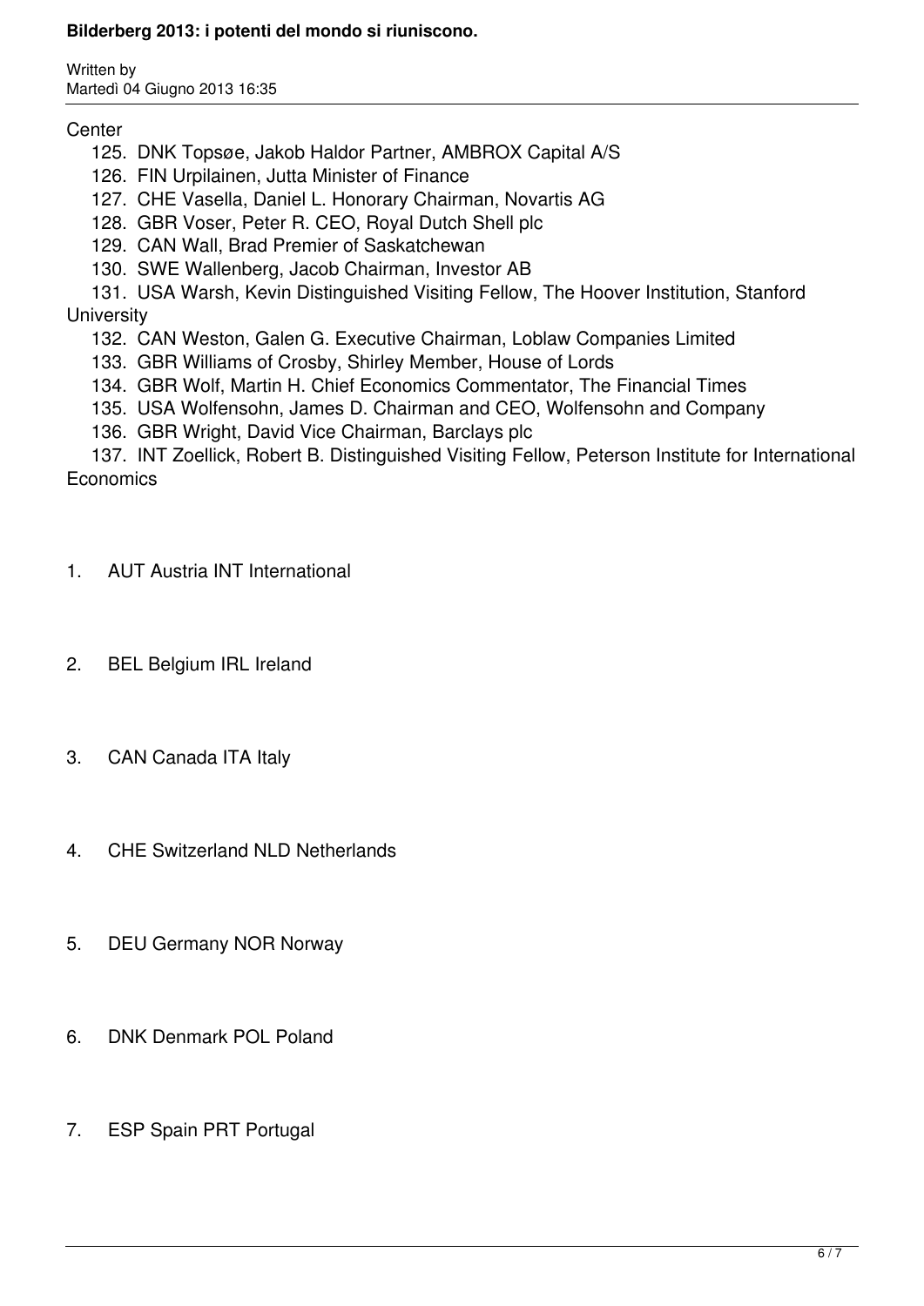Center

125. DNK Topsøe, Jakob Haldor Partner, AMBROX Capital A/S
126. FIN Urpilainen, Jutta Minister of Finance
127. CHE Vasella, Daniel L. Honorary Chairman, Novartis AG
128. GBR Voser, Peter R. CEO, Royal Dutch Shell plc
129. CAN Wall, Brad Premier of Saskatchewan
130. SWE Wallenberg, Jacob Chairman, Investor AB
131. USA Warsh, Kevin Distinguished Visiting Fellow, The Hoover Institution, Stanford University
132. CAN Weston, Galen G. Executive Chairman, Loblaw Companies Limited
133. GBR Williams of Crosby, Shirley Member, House of Lords
134. GBR Wolf, Martin H. Chief Economics Commentator, The Financial Times
135. USA Wolfensohn, James D. Chairman and CEO, Wolfensohn and Company
136. GBR Wright, David Vice Chairman, Barclays plc
137. INT Zoellick, Robert B. Distinguished Visiting Fellow, Peterson Institute for International Economics

1. AUT Austria INT International

2. BEL Belgium IRL Ireland

3. CAN Canada ITA Italy

4. CHE Switzerland NLD Netherlands

5. DEU Germany NOR Norway

6. DNK Denmark POL Poland

7. ESP Spain PRT Portugal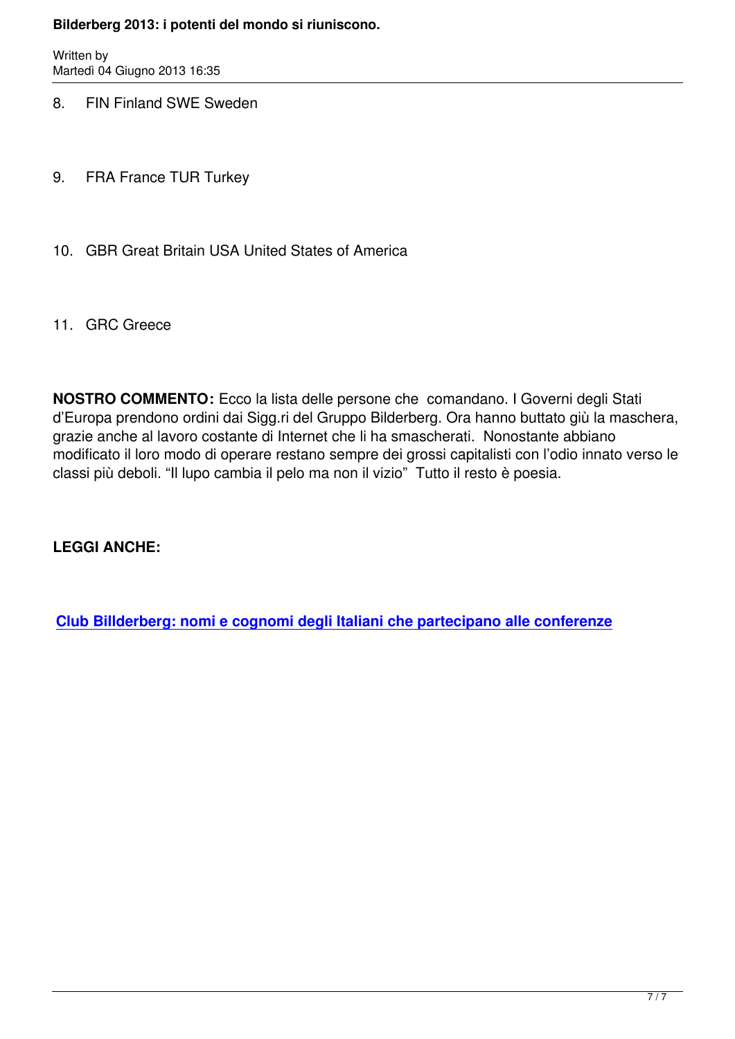8. FIN Finland SWE Sweden

9. FRA France TUR Turkey

10. GBR Great Britain USA United States of America

11. GRC Greece

**NOSTRO COMMENTO:** Ecco la lista delle persone che comandano. I Governi degli Stati d'Europa prendono ordini dai Sigg.ri del Gruppo Bilderberg. Ora hanno buttato giù la maschera, grazie anche al lavoro costante di Internet che li ha smascherati. Nonostante abbiano modificato il loro modo di operare restano sempre dei grossi capitalisti con l'odio innato verso le classi più deboli. "Il lupo cambia il pelo ma non il vizio" Tutto il resto è poesia.

**LEGGI ANCHE:**

**Club Billderberg: nomi e cognomi degli Italiani che partecipano alle conferenze**